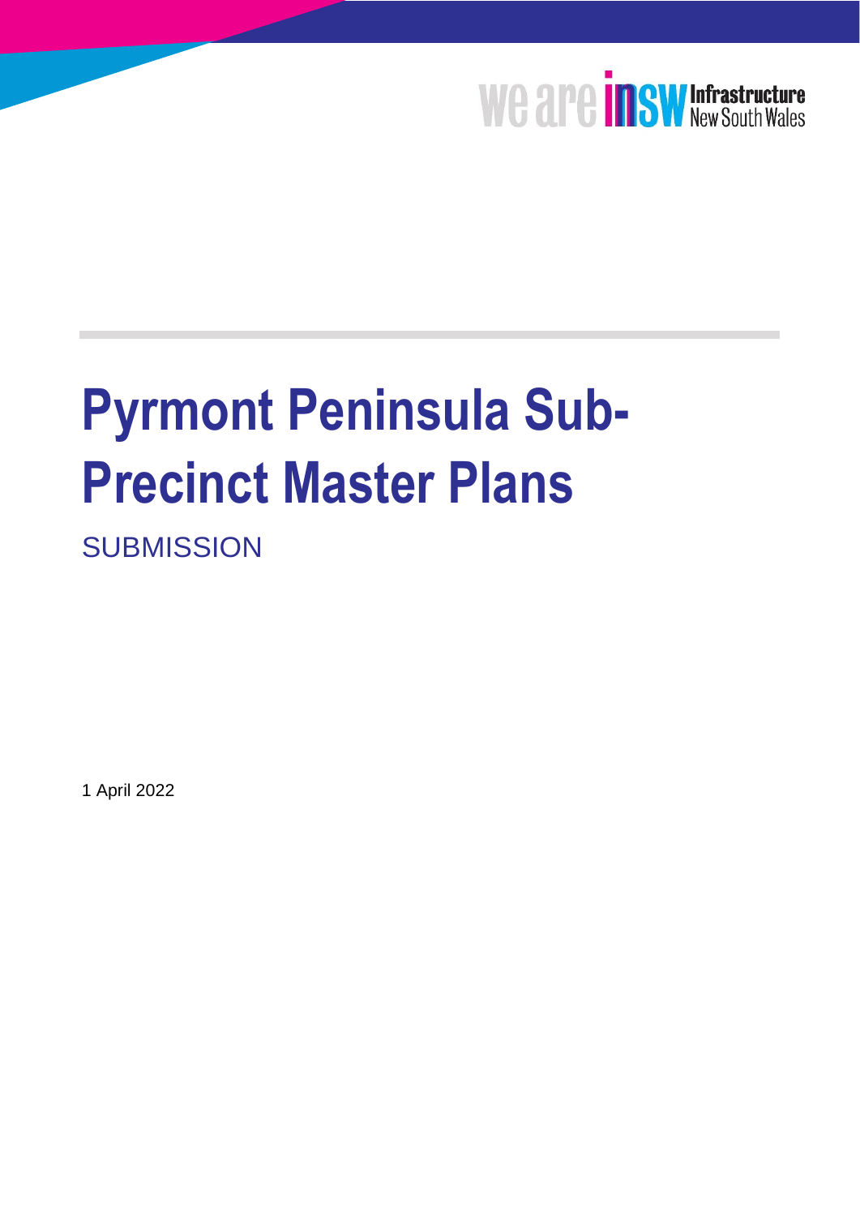# Pyrmont Peninsula Sub-Precinct Master Plans

SUBMISSION

1 April 2022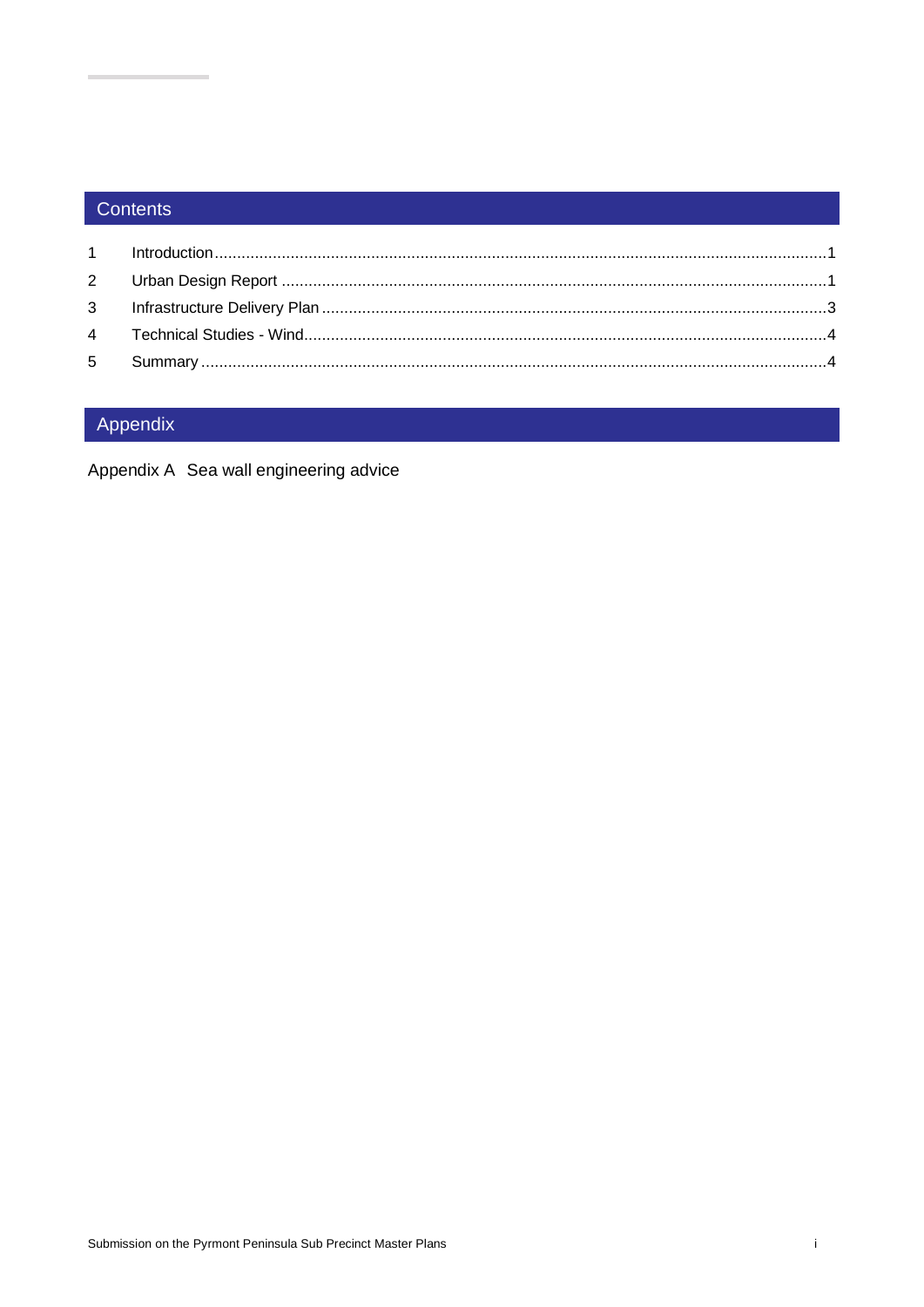## Contents

| | | |
|---|---|---|
| 1 | Introduction | 1 |
| 2 | Urban Design Report | 1 |
| 3 | Infrastructure Delivery Plan | 3 |
| 4 | Technical Studies - Wind | 4 |
| 5 | Summary | 4 |

## Appendix

Appendix A Sea wall engineering advice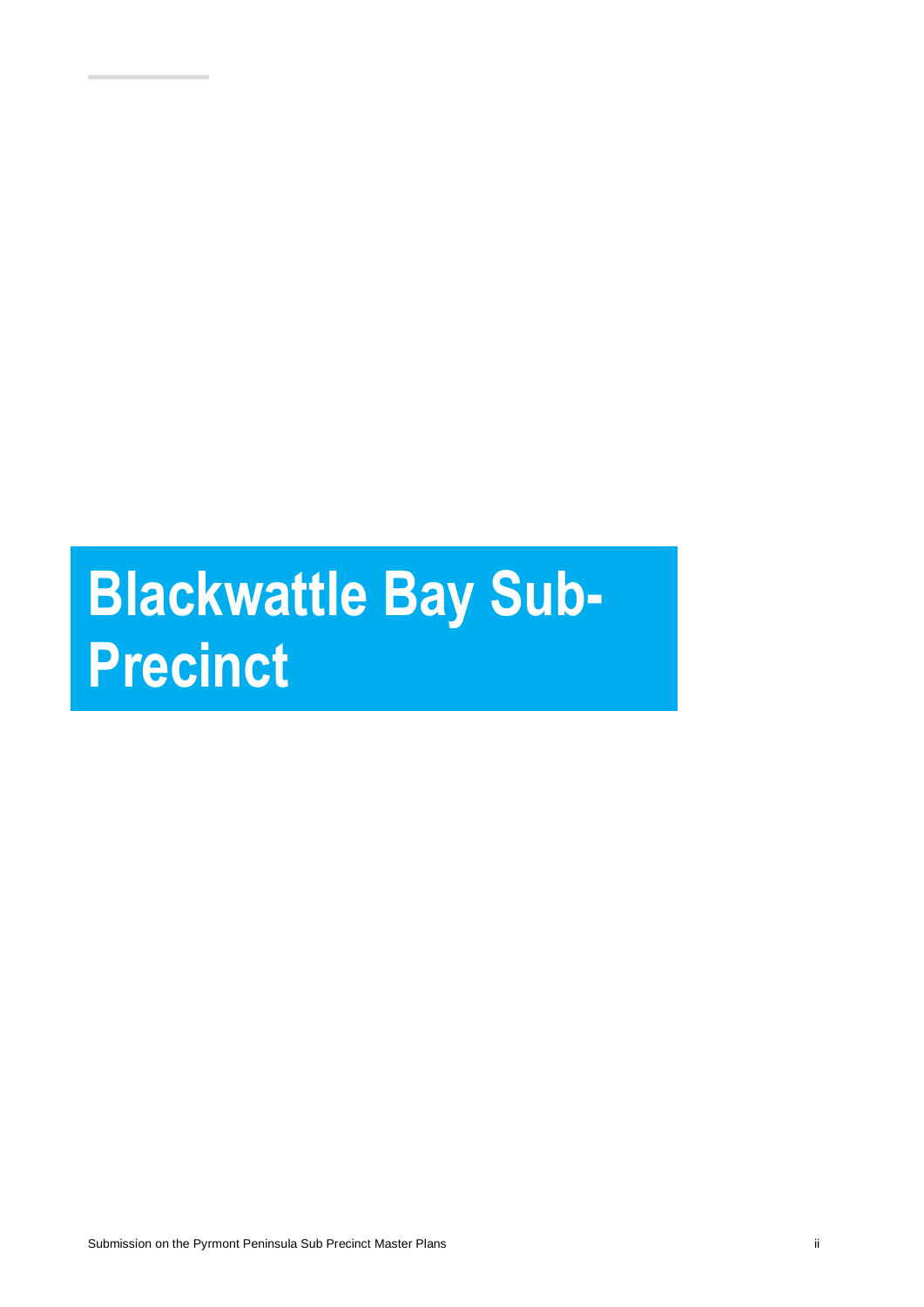# Blackwattle Bay Sub-Precinct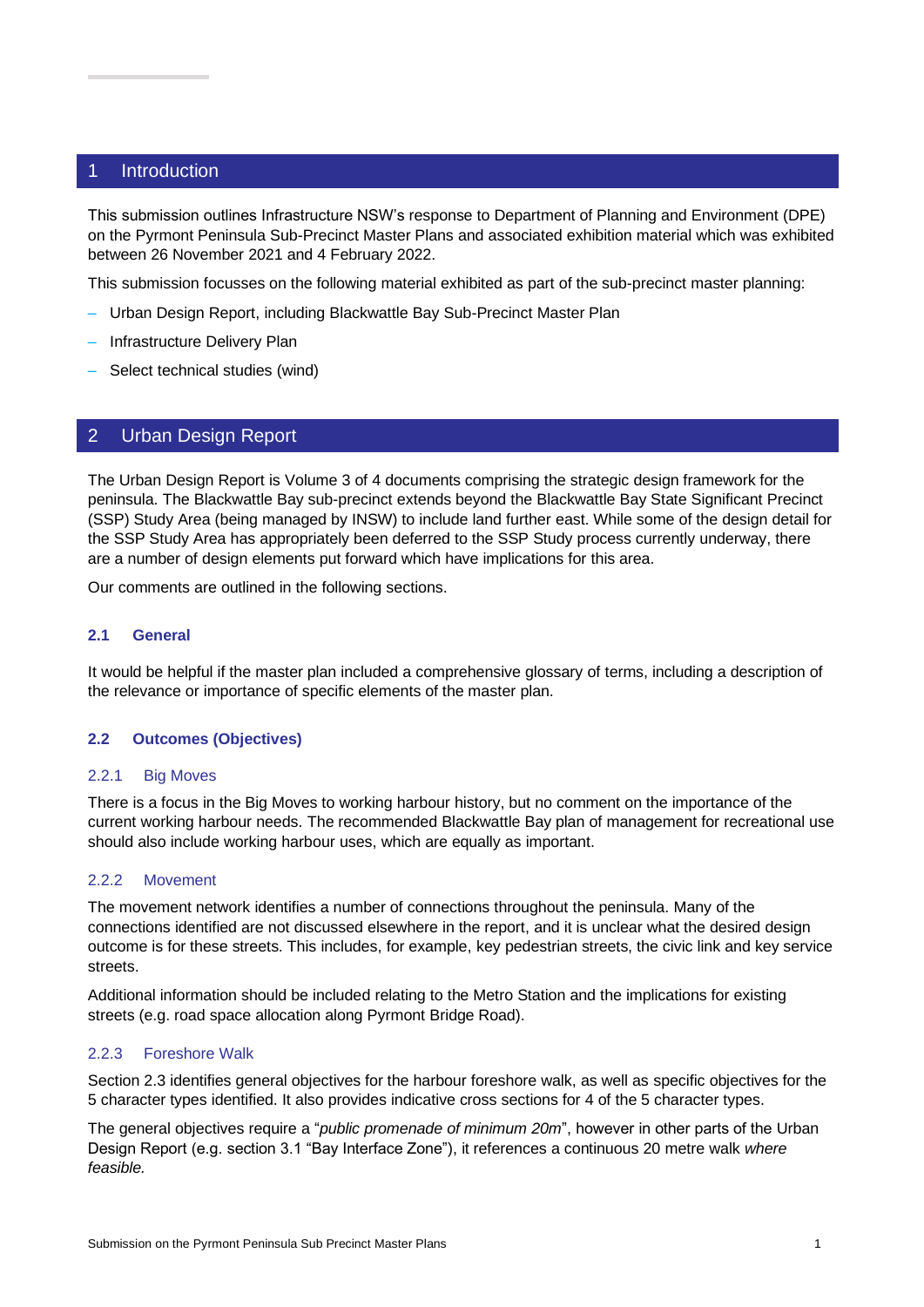# 1 Introduction

This submission outlines Infrastructure NSW's response to Department of Planning and Environment (DPE) on the Pyrmont Peninsula Sub-Precinct Master Plans and associated exhibition material which was exhibited between 26 November 2021 and 4 February 2022.

This submission focusses on the following material exhibited as part of the sub-precinct master planning:

- Urban Design Report, including Blackwattle Bay Sub-Precinct Master Plan
- Infrastructure Delivery Plan
- Select technical studies (wind)

# 2 Urban Design Report

The Urban Design Report is Volume 3 of 4 documents comprising the strategic design framework for the peninsula. The Blackwattle Bay sub-precinct extends beyond the Blackwattle Bay State Significant Precinct (SSP) Study Area (being managed by INSW) to include land further east. While some of the design detail for the SSP Study Area has appropriately been deferred to the SSP Study process currently underway, there are a number of design elements put forward which have implications for this area.

Our comments are outlined in the following sections.

## 2.1 General

It would be helpful if the master plan included a comprehensive glossary of terms, including a description of the relevance or importance of specific elements of the master plan.

## 2.2 Outcomes (Objectives)

### 2.2.1 Big Moves

There is a focus in the Big Moves to working harbour history, but no comment on the importance of the current working harbour needs. The recommended Blackwattle Bay plan of management for recreational use should also include working harbour uses, which are equally as important.

### 2.2.2 Movement

The movement network identifies a number of connections throughout the peninsula. Many of the connections identified are not discussed elsewhere in the report, and it is unclear what the desired design outcome is for these streets. This includes, for example, key pedestrian streets, the civic link and key service streets.

Additional information should be included relating to the Metro Station and the implications for existing streets (e.g. road space allocation along Pyrmont Bridge Road).

### 2.2.3 Foreshore Walk

Section 2.3 identifies general objectives for the harbour foreshore walk, as well as specific objectives for the 5 character types identified. It also provides indicative cross sections for 4 of the 5 character types.

The general objectives require a "*public promenade of minimum 20m*", however in other parts of the Urban Design Report (e.g. section 3.1 "Bay Interface Zone"), it references a continuous 20 metre walk *where feasible.*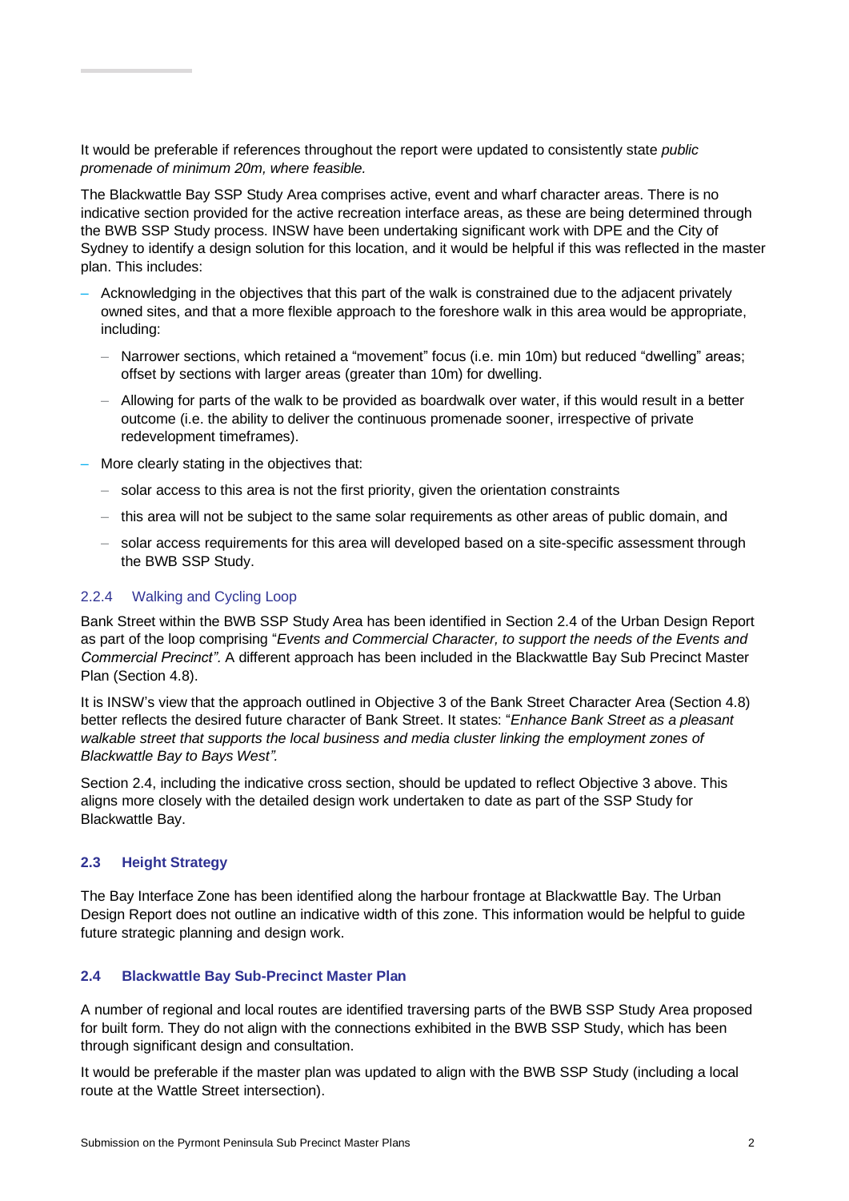It would be preferable if references throughout the report were updated to consistently state *public promenade of minimum 20m, where feasible.*

The Blackwattle Bay SSP Study Area comprises active, event and wharf character areas. There is no indicative section provided for the active recreation interface areas, as these are being determined through the BWB SSP Study process. INSW have been undertaking significant work with DPE and the City of Sydney to identify a design solution for this location, and it would be helpful if this was reflected in the master plan. This includes:

- Acknowledging in the objectives that this part of the walk is constrained due to the adjacent privately owned sites, and that a more flexible approach to the foreshore walk in this area would be appropriate, including:
  - Narrower sections, which retained a “movement” focus (i.e. min 10m) but reduced “dwelling” areas; offset by sections with larger areas (greater than 10m) for dwelling.
  - Allowing for parts of the walk to be provided as boardwalk over water, if this would result in a better outcome (i.e. the ability to deliver the continuous promenade sooner, irrespective of private redevelopment timeframes).
- More clearly stating in the objectives that:
  - solar access to this area is not the first priority, given the orientation constraints
  - this area will not be subject to the same solar requirements as other areas of public domain, and
  - solar access requirements for this area will developed based on a site-specific assessment through the BWB SSP Study.

#### 2.2.4 Walking and Cycling Loop

Bank Street within the BWB SSP Study Area has been identified in Section 2.4 of the Urban Design Report as part of the loop comprising “*Events and Commercial Character, to support the needs of the Events and Commercial Precinct”.* A different approach has been included in the Blackwattle Bay Sub Precinct Master Plan (Section 4.8).

It is INSW’s view that the approach outlined in Objective 3 of the Bank Street Character Area (Section 4.8) better reflects the desired future character of Bank Street. It states: “*Enhance Bank Street as a pleasant walkable street that supports the local business and media cluster linking the employment zones of Blackwattle Bay to Bays West”.*

Section 2.4, including the indicative cross section, should be updated to reflect Objective 3 above. This aligns more closely with the detailed design work undertaken to date as part of the SSP Study for Blackwattle Bay.

### 2.3 Height Strategy

The Bay Interface Zone has been identified along the harbour frontage at Blackwattle Bay. The Urban Design Report does not outline an indicative width of this zone. This information would be helpful to guide future strategic planning and design work.

### 2.4 Blackwattle Bay Sub-Precinct Master Plan

A number of regional and local routes are identified traversing parts of the BWB SSP Study Area proposed for built form. They do not align with the connections exhibited in the BWB SSP Study, which has been through significant design and consultation.

It would be preferable if the master plan was updated to align with the BWB SSP Study (including a local route at the Wattle Street intersection).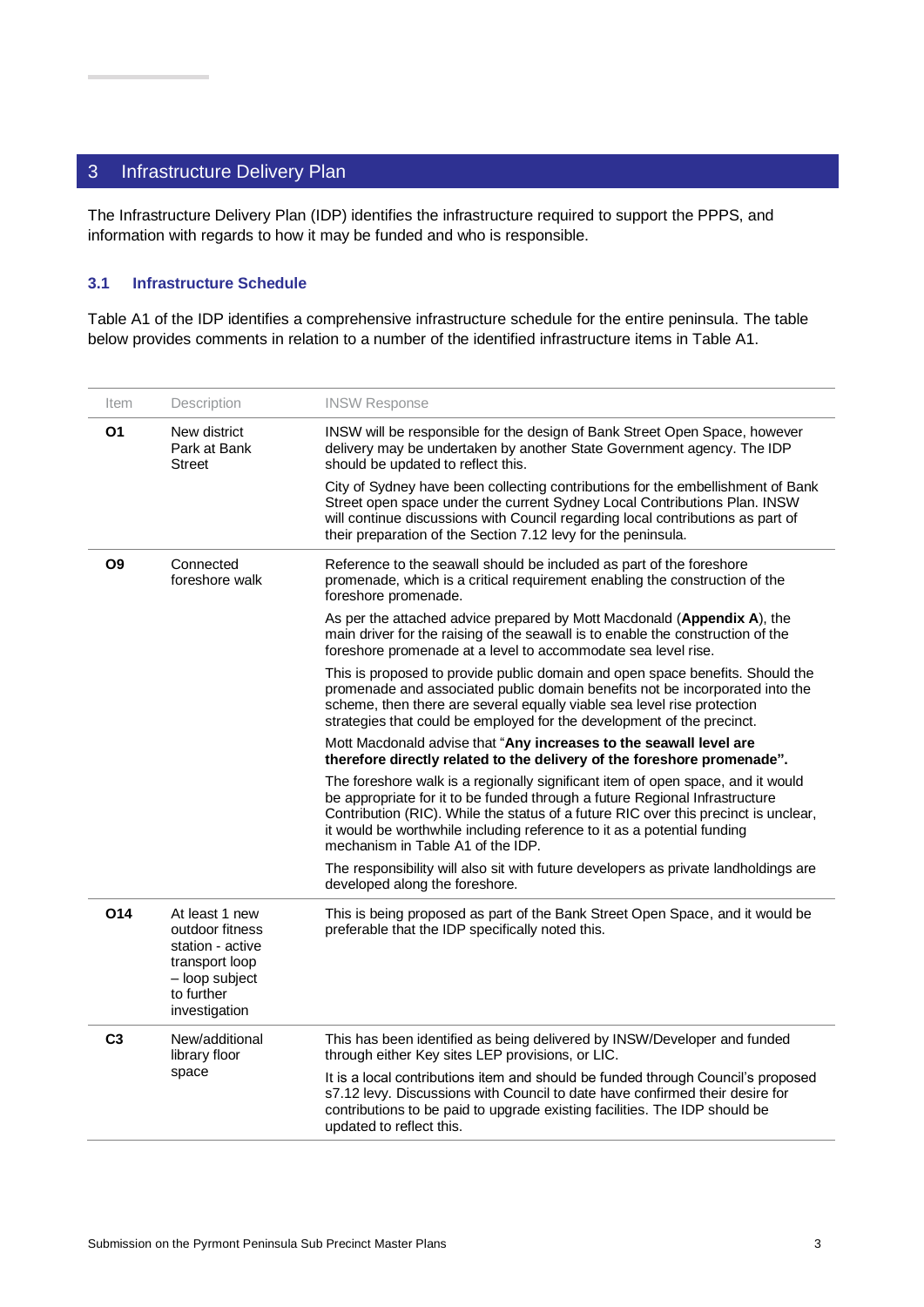# 3 Infrastructure Delivery Plan

The Infrastructure Delivery Plan (IDP) identifies the infrastructure required to support the PPPS, and information with regards to how it may be funded and who is responsible.

## 3.1 Infrastructure Schedule

Table A1 of the IDP identifies a comprehensive infrastructure schedule for the entire peninsula. The table below provides comments in relation to a number of the identified infrastructure items in Table A1.

| Item | Description | INSW Response |
|---|---|---|
| **O1** | New district Park at Bank Street | INSW will be responsible for the design of Bank Street Open Space, however delivery may be undertaken by another State Government agency. The IDP should be updated to reflect this.<br><br>City of Sydney have been collecting contributions for the embellishment of Bank Street open space under the current Sydney Local Contributions Plan. INSW will continue discussions with Council regarding local contributions as part of their preparation of the Section 7.12 levy for the peninsula. |
| **O9** | Connected foreshore walk | Reference to the seawall should be included as part of the foreshore promenade, which is a critical requirement enabling the construction of the foreshore promenade.<br><br>As per the attached advice prepared by Mott Macdonald (**Appendix A**), the main driver for the raising of the seawall is to enable the construction of the foreshore promenade at a level to accommodate sea level rise.<br><br>This is proposed to provide public domain and open space benefits. Should the promenade and associated public domain benefits not be incorporated into the scheme, then there are several equally viable sea level rise protection strategies that could be employed for the development of the precinct.<br><br>Mott Macdonald advise that "**Any increases to the seawall level are therefore directly related to the delivery of the foreshore promenade".**<br><br>The foreshore walk is a regionally significant item of open space, and it would be appropriate for it to be funded through a future Regional Infrastructure Contribution (RIC). While the status of a future RIC over this precinct is unclear, it would be worthwhile including reference to it as a potential funding mechanism in Table A1 of the IDP.<br><br>The responsibility will also sit with future developers as private landholdings are developed along the foreshore. |
| **O14** | At least 1 new outdoor fitness station - active transport loop – loop subject to further investigation | This is being proposed as part of the Bank Street Open Space, and it would be preferable that the IDP specifically noted this. |
| **C3** | New/additional library floor space | This has been identified as being delivered by INSW/Developer and funded through either Key sites LEP provisions, or LIC.<br><br>It is a local contributions item and should be funded through Council's proposed s7.12 levy. Discussions with Council to date have confirmed their desire for contributions to be paid to upgrade existing facilities. The IDP should be updated to reflect this. |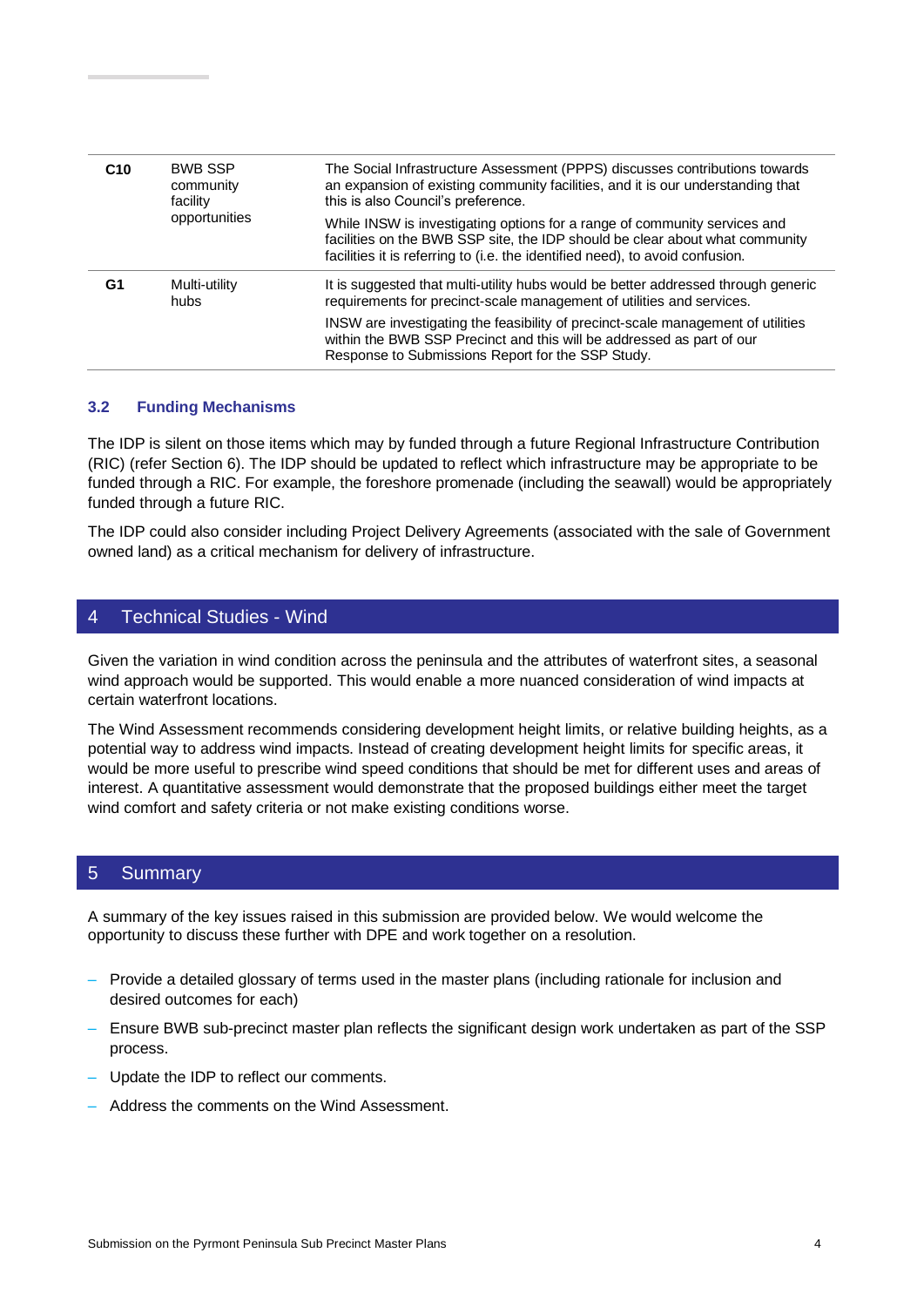| | | |
|---|---|---|
| **C10** | BWB SSP community facility opportunities | The Social Infrastructure Assessment (PPPS) discusses contributions towards an expansion of existing community facilities, and it is our understanding that this is also Council's preference.<br><br>While INSW is investigating options for a range of community services and facilities on the BWB SSP site, the IDP should be clear about what community facilities it is referring to (i.e. the identified need), to avoid confusion. |
| **G1** | Multi-utility hubs | It is suggested that multi-utility hubs would be better addressed through generic requirements for precinct-scale management of utilities and services.<br><br>INSW are investigating the feasibility of precinct-scale management of utilities within the BWB SSP Precinct and this will be addressed as part of our Response to Submissions Report for the SSP Study. |

### 3.2 Funding Mechanisms

The IDP is silent on those items which may by funded through a future Regional Infrastructure Contribution (RIC) (refer Section 6). The IDP should be updated to reflect which infrastructure may be appropriate to be funded through a RIC. For example, the foreshore promenade (including the seawall) would be appropriately funded through a future RIC.

The IDP could also consider including Project Delivery Agreements (associated with the sale of Government owned land) as a critical mechanism for delivery of infrastructure.

## 4 Technical Studies - Wind

Given the variation in wind condition across the peninsula and the attributes of waterfront sites, a seasonal wind approach would be supported. This would enable a more nuanced consideration of wind impacts at certain waterfront locations.

The Wind Assessment recommends considering development height limits, or relative building heights, as a potential way to address wind impacts. Instead of creating development height limits for specific areas, it would be more useful to prescribe wind speed conditions that should be met for different uses and areas of interest. A quantitative assessment would demonstrate that the proposed buildings either meet the target wind comfort and safety criteria or not make existing conditions worse.

## 5 Summary

A summary of the key issues raised in this submission are provided below. We would welcome the opportunity to discuss these further with DPE and work together on a resolution.

- Provide a detailed glossary of terms used in the master plans (including rationale for inclusion and desired outcomes for each)
- Ensure BWB sub-precinct master plan reflects the significant design work undertaken as part of the SSP process.
- Update the IDP to reflect our comments.
- Address the comments on the Wind Assessment.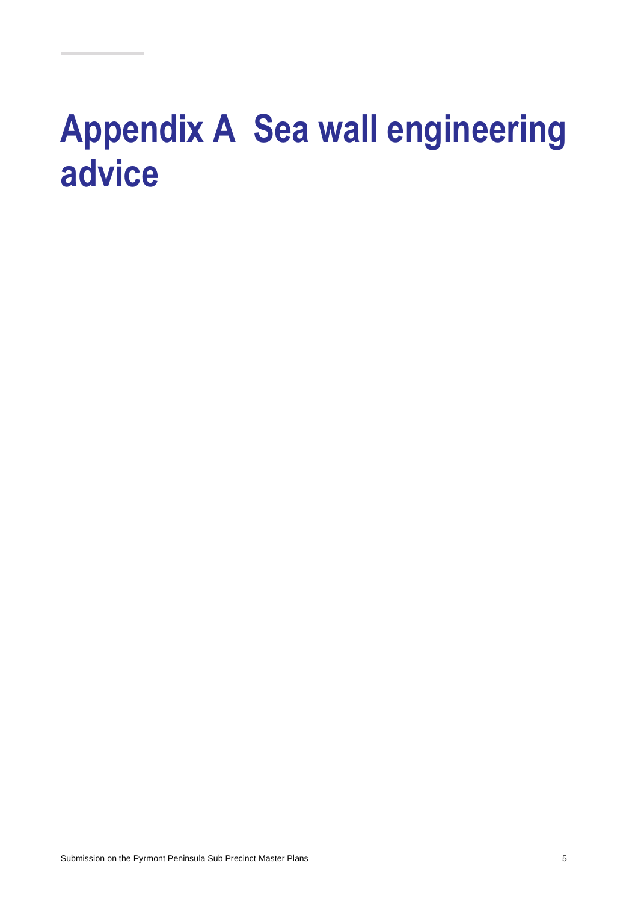# Appendix A Sea wall engineering advice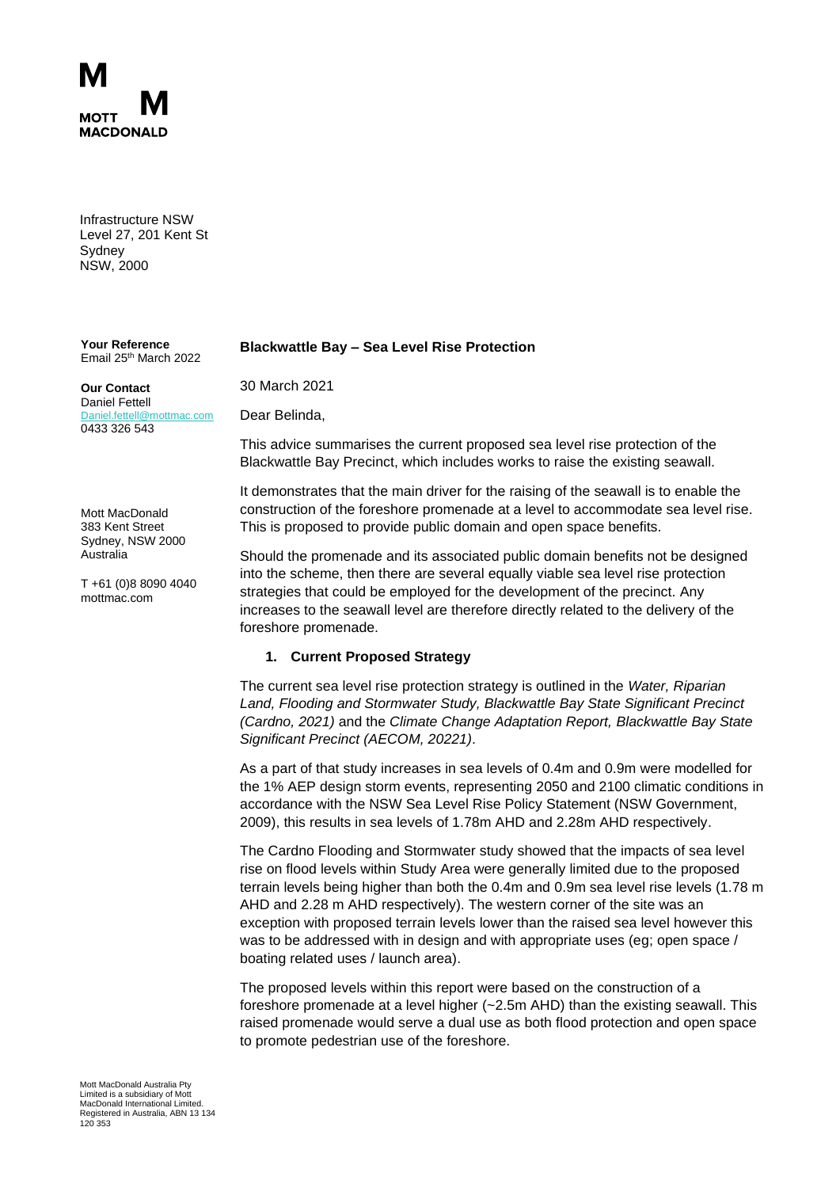Infrastructure NSW
Level 27, 201 Kent St
Sydney
NSW, 2000

**Your Reference**
Email 25th March 2022

**Our Contact**
Daniel Fettell
Daniel.fettell@mottmac.com
0433 326 543

Mott MacDonald
383 Kent Street
Sydney, NSW 2000
Australia

T +61 (0)8 8090 4040
mottmac.com

**Blackwattle Bay – Sea Level Rise Protection**

30 March 2021

Dear Belinda,

This advice summarises the current proposed sea level rise protection of the Blackwattle Bay Precinct, which includes works to raise the existing seawall.

It demonstrates that the main driver for the raising of the seawall is to enable the construction of the foreshore promenade at a level to accommodate sea level rise. This is proposed to provide public domain and open space benefits.

Should the promenade and its associated public domain benefits not be designed into the scheme, then there are several equally viable sea level rise protection strategies that could be employed for the development of the precinct. Any increases to the seawall level are therefore directly related to the delivery of the foreshore promenade.

## 1. Current Proposed Strategy

The current sea level rise protection strategy is outlined in the *Water, Riparian Land, Flooding and Stormwater Study, Blackwattle Bay State Significant Precinct (Cardno, 2021)* and the *Climate Change Adaptation Report, Blackwattle Bay State Significant Precinct (AECOM, 20221)*.

As a part of that study increases in sea levels of 0.4m and 0.9m were modelled for the 1% AEP design storm events, representing 2050 and 2100 climatic conditions in accordance with the NSW Sea Level Rise Policy Statement (NSW Government, 2009), this results in sea levels of 1.78m AHD and 2.28m AHD respectively.

The Cardno Flooding and Stormwater study showed that the impacts of sea level rise on flood levels within Study Area were generally limited due to the proposed terrain levels being higher than both the 0.4m and 0.9m sea level rise levels (1.78 m AHD and 2.28 m AHD respectively). The western corner of the site was an exception with proposed terrain levels lower than the raised sea level however this was to be addressed with in design and with appropriate uses (eg; open space / boating related uses / launch area).

The proposed levels within this report were based on the construction of a foreshore promenade at a level higher (~2.5m AHD) than the existing seawall. This raised promenade would serve a dual use as both flood protection and open space to promote pedestrian use of the foreshore.

Mott MacDonald Australia Pty Limited is a subsidiary of Mott MacDonald International Limited. Registered in Australia, ABN 13 134 120 353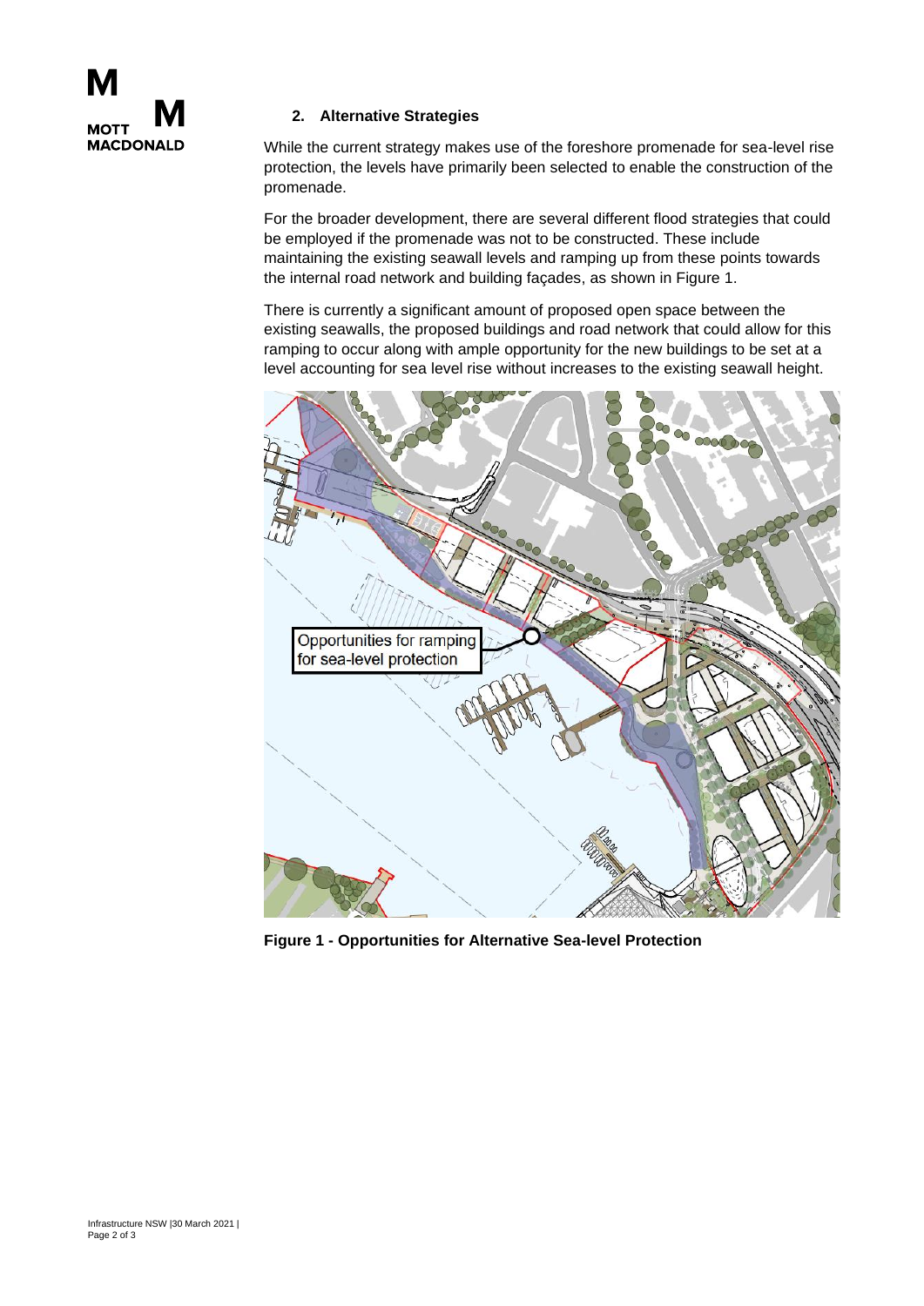## 2. Alternative Strategies

While the current strategy makes use of the foreshore promenade for sea-level rise protection, the levels have primarily been selected to enable the construction of the promenade.

For the broader development, there are several different flood strategies that could be employed if the promenade was not to be constructed. These include maintaining the existing seawall levels and ramping up from these points towards the internal road network and building façades, as shown in Figure 1.

There is currently a significant amount of proposed open space between the existing seawalls, the proposed buildings and road network that could allow for this ramping to occur along with ample opportunity for the new buildings to be set at a level accounting for sea level rise without increases to the existing seawall height.

**Figure 1 - Opportunities for Alternative Sea-level Protection**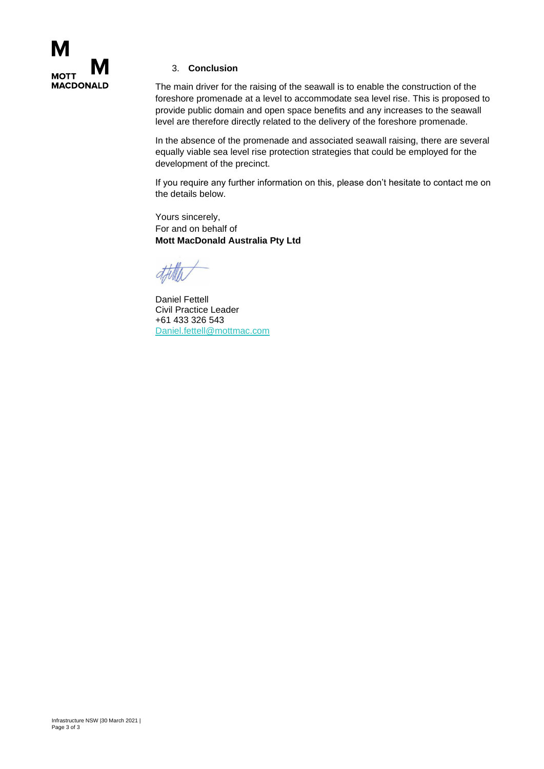## 3. Conclusion

The main driver for the raising of the seawall is to enable the construction of the foreshore promenade at a level to accommodate sea level rise. This is proposed to provide public domain and open space benefits and any increases to the seawall level are therefore directly related to the delivery of the foreshore promenade.

In the absence of the promenade and associated seawall raising, there are several equally viable sea level rise protection strategies that could be employed for the development of the precinct.

If you require any further information on this, please don't hesitate to contact me on the details below.

Yours sincerely,
For and on behalf of
**Mott MacDonald Australia Pty Ltd**

Daniel Fettell
Civil Practice Leader
+61 433 326 543
Daniel.fettell@mottmac.com